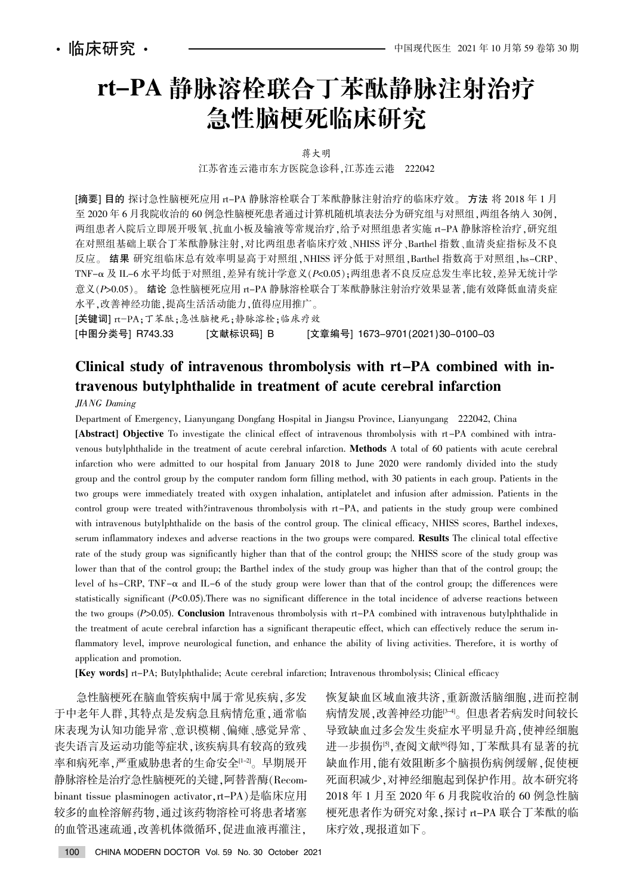# rt-PA 静脉溶栓联合丁苯酞静脉注射治疗急性脑梗死临床研究

蒋大明

江苏省连云港市东方医院急诊科，江苏连云港 222042

**[摘要] 目的** 探讨急性脑梗死应用 rt-PA 静脉溶栓联合丁苯酞静脉注射治疗的临床疗效。**方法** 将 2018 年 1 月至 2020 年 6 月我院收治的 60 例急性脑梗死患者通过计算机随机填表法分为研究组与对照组，两组各纳入 30例，两组患者入院后立即展开吸氧、抗血小板及输液等常规治疗，给予对照组患者实施 rt-PA 静脉溶栓治疗，研究组在对照组基础上联合丁苯酞静脉注射，对比两组患者临床疗效、NHISS 评分、Barthel 指数、血清炎症指标及不良反应。**结果** 研究组临床总有效率明显高于对照组，NHISS 评分低于对照组，Barthel 指数高于对照组，hs-CRP、TNF-α 及 IL-6 水平均低于对照组，差异有统计学意义($P$<0.05)；两组患者不良反应总发生率比较，差异无统计学意义($P$>0.05)。**结论** 急性脑梗死应用 rt-PA 静脉溶栓联合丁苯酞静脉注射治疗效果显著，能有效降低血清炎症水平，改善神经功能，提高生活活动能力，值得应用推广。

**[关键词]** rt-PA；丁苯酞；急性脑梗死；静脉溶栓；临床疗效

**[中图分类号]** R743.33 **[文献标识码]** B **[文章编号]** 1673-9701(2021)30-0100-03

## Clinical study of intravenous thrombolysis with rt-PA combined with intravenous butylphthalide in treatment of acute cerebral infarction

*JIANG Daming*

Department of Emergency, Lianyungang Dongfang Hospital in Jiangsu Province, Lianyungang 222042, China

**[Abstract] Objective** To investigate the clinical effect of intravenous thrombolysis with rt-PA combined with intravenous butylphthalide in the treatment of acute cerebral infarction. **Methods** A total of 60 patients with acute cerebral infarction who were admitted to our hospital from January 2018 to June 2020 were randomly divided into the study group and the control group by the computer random form filling method, with 30 patients in each group. Patients in the two groups were immediately treated with oxygen inhalation, antiplatelet and infusion after admission. Patients in the control group were treated with?intravenous thrombolysis with rt-PA, and patients in the study group were combined with intravenous butylphthalide on the basis of the control group. The clinical efficacy, NHISS scores, Barthel indexes, serum inflammatory indexes and adverse reactions in the two groups were compared. **Results** The clinical total effective rate of the study group was significantly higher than that of the control group; the NHISS score of the study group was lower than that of the control group; the Barthel index of the study group was higher than that of the control group; the level of hs-CRP, TNF-α and IL-6 of the study group were lower than that of the control group; the differences were statistically significant ($P$<0.05).There was no significant difference in the total incidence of adverse reactions between the two groups ($P$>0.05). **Conclusion** Intravenous thrombolysis with rt-PA combined with intravenous butylphthalide in the treatment of acute cerebral infarction has a significant therapeutic effect, which can effectively reduce the serum inflammatory level, improve neurological function, and enhance the ability of living activities. Therefore, it is worthy of application and promotion.

**[Key words]** rt-PA; Butylphthalide; Acute cerebral infarction; Intravenous thrombolysis; Clinical efficacy

急性脑梗死在脑血管疾病中属于常见疾病，多发于中老年人群，其特点是发病急且病情危重，通常临床表现为认知功能异常、意识模糊、偏瘫、感觉异常、丧失语言及运动功能等症状，该疾病具有较高的致残率和病死率，严重威胁患者的生命安全[1-2]。早期展开静脉溶栓是治疗急性脑梗死的关键，阿替普酶(Recombinant tissue plasminogen activator，rt-PA)是临床应用较多的血栓溶解药物，通过该药物溶栓可将患者堵塞的血管迅速疏通，改善机体微循环，促进血液再灌注，恢复缺血区域血液共济，重新激活脑细胞，进而控制病情发展，改善神经功能[3-4]。但患者若病发时间较长导致缺血过多会发生炎症水平明显升高，使神经细胞进一步损伤[5]，查阅文献[6]得知，丁苯酞具有显著的抗缺血作用，能有效阻断多个脑损伤病例缓解，促使梗死面积减少，对神经细胞起到保护作用。故本研究将 2018 年 1 月至 2020 年 6 月我院收治的 60 例急性脑梗死患者作为研究对象，探讨 rt-PA 联合丁苯酞的临床疗效，现报道如下。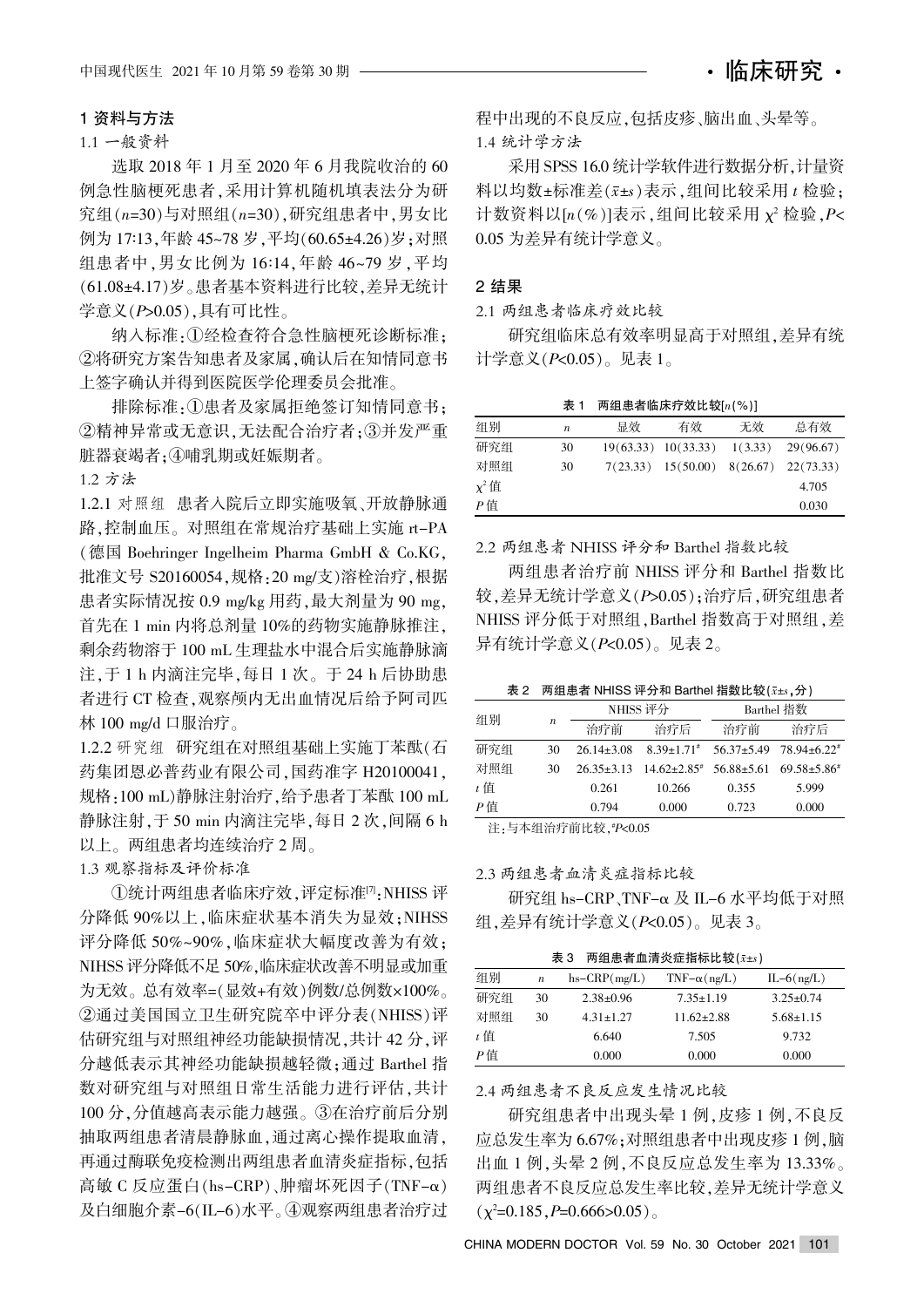## 1 资料与方法

### 1.1 一般资料

选取 2018 年 1 月至 2020 年 6 月我院收治的 60 例急性脑梗死患者，采用计算机随机填表法分为研究组($n$=30)与对照组($n$=30)，研究组患者中，男女比例为 17:13，年龄 45~78 岁，平均(60.65±4.26)岁；对照组患者中，男女比例为 16:14，年龄 46~79 岁，平均(61.08±4.17)岁。患者基本资料进行比较，差异无统计学意义($P$>0.05)，具有可比性。

纳入标准：①经检查符合急性脑梗死诊断标准；②将研究方案告知患者及家属，确认后在知情同意书上签字确认并得到医院医学伦理委员会批准。

排除标准：①患者及家属拒绝签订知情同意书；②精神异常或无意识，无法配合治疗者；③并发严重脏器衰竭者；④哺乳期或妊娠期者。

### 1.2 方法

1.2.1 对照组　患者入院后立即实施吸氧、开放静脉通路，控制血压。对照组在常规治疗基础上实施 rt-PA (德国 Boehringer Ingelheim Pharma GmbH & Co.KG，批准文号 S20160054，规格：20 mg/支)溶栓治疗，根据患者实际情况按 0.9 mg/kg 用药，最大剂量为 90 mg，首先在 1 min 内将总剂量 10%的药物实施静脉推注，剩余药物溶于 100 mL 生理盐水中混合后实施静脉滴注，于 1 h 内滴注完毕，每日 1 次。于 24 h 后协助患者进行 CT 检查，观察颅内无出血情况后给予阿司匹林 100 mg/d 口服治疗。

1.2.2 研究组　研究组在对照组基础上实施丁苯酞(石药集团恩必普药业有限公司，国药准字 H20100041，规格：100 mL)静脉注射治疗，给予患者丁苯酞 100 mL 静脉注射，于 50 min 内滴注完毕，每日 2 次，间隔 6 h 以上。两组患者均连续治疗 2 周。

### 1.3 观察指标及评价标准

①统计两组患者临床疗效，评定标准[7]：NIHSS 评分降低 90%以上，临床症状基本消失为显效；NIHSS 评分降低 50%~90%，临床症状大幅度改善为有效；NIHSS 评分降低不足 50%，临床症状改善不明显或加重为无效。总有效率=(显效+有效)例数/总例数×100%。②通过美国国立卫生研究院卒中评分表(NIHSS)评估研究组与对照组神经功能缺损情况，共计 42 分，评分越低表示其神经功能缺损越轻微；通过 Barthel 指数对研究组与对照组日常生活能力进行评估，共计 100 分，分值越高表示能力越强。③在治疗前后分别抽取两组患者清晨静脉血，通过离心操作提取血清，再通过酶联免疫检测出两组患者血清炎症指标，包括高敏 C 反应蛋白(hs-CRP)、肿瘤坏死因子(TNF-α)及白细胞介素-6(IL-6)水平。④观察两组患者治疗过程中出现的不良反应，包括皮疹、脑出血、头晕等。

### 1.4 统计学方法

采用 SPSS 16.0 统计学软件进行数据分析，计量资料以均数±标准差($\bar{x}\pm s$)表示，组间比较采用 $t$ 检验；计数资料以[$n$(%)]表示，组间比较采用 $\chi^2$ 检验，$P$<0.05 为差异有统计学意义。

## 2 结果

### 2.1 两组患者临床疗效比较

研究组临床总有效率明显高于对照组，差异有统计学意义($P$<0.05)。见表 1。

表 1　两组患者临床疗效比较[$n$(%)]

| 组别 | $n$ | 显效 | 有效 | 无效 | 总有效 |
|---|---|---|---|---|---|
| 研究组 | 30 | 19(63.33) | 10(33.33) | 1(3.33) | 29(96.67) |
| 对照组 | 30 | 7(23.33) | 15(50.00) | 8(26.67) | 22(73.33) |
| $\chi^2$ 值 | | | | | 4.705 |
| $P$ 值 | | | | | 0.030 |

### 2.2 两组患者 NHISS 评分和 Barthel 指数比较

两组患者治疗前 NHISS 评分和 Barthel 指数比较，差异无统计学意义($P$>0.05)；治疗后，研究组患者 NHISS 评分低于对照组，Barthel 指数高于对照组，差异有统计学意义($P$<0.05)。见表 2。

表 2　两组患者 NHISS 评分和 Barthel 指数比较($\bar{x}\pm s$，分)

| 组别 | $n$ | NHISS 评分 | | Barthel 指数 | |
|---|---|---|---|---|---|
| | | 治疗前 | 治疗后 | 治疗前 | 治疗后 |
| 研究组 | 30 | 26.14±3.08 | 8.39±1.71[#] | 56.37±5.49 | 78.94±6.22[#] |
| 对照组 | 30 | 26.35±3.13 | 14.62±2.85[#] | 56.88±5.61 | 69.58±5.86[#] |
| $t$ 值 | | 0.261 | 10.266 | 0.355 | 5.999 |
| $P$ 值 | | 0.794 | 0.000 | 0.723 | 0.000 |

注：与本组治疗前比较，[#]$P$<0.05

### 2.3 两组患者血清炎症指标比较

研究组 hs-CRP、TNF-α 及 IL-6 水平均低于对照组，差异有统计学意义($P$<0.05)。见表 3。

表 3　两组患者血清炎症指标比较($\bar{x}\pm s$)

| 组别 | $n$ | hs-CRP(mg/L) | TNF-α(ng/L) | IL-6(ng/L) |
|---|---|---|---|---|
| 研究组 | 30 | 2.38±0.96 | 7.35±1.19 | 3.25±0.74 |
| 对照组 | 30 | 4.31±1.27 | 11.62±2.88 | 5.68±1.15 |
| $t$ 值 | | 6.640 | 7.505 | 9.732 |
| $P$ 值 | | 0.000 | 0.000 | 0.000 |

### 2.4 两组患者不良反应发生情况比较

研究组患者中出现头晕 1 例，皮疹 1 例，不良反应总发生率为 6.67%；对照组患者中出现皮疹 1 例，脑出血 1 例，头晕 2 例，不良反应总发生率为 13.33%。两组患者不良反应总发生率比较，差异无统计学意义($\chi^2$=0.185，$P$=0.666>0.05)。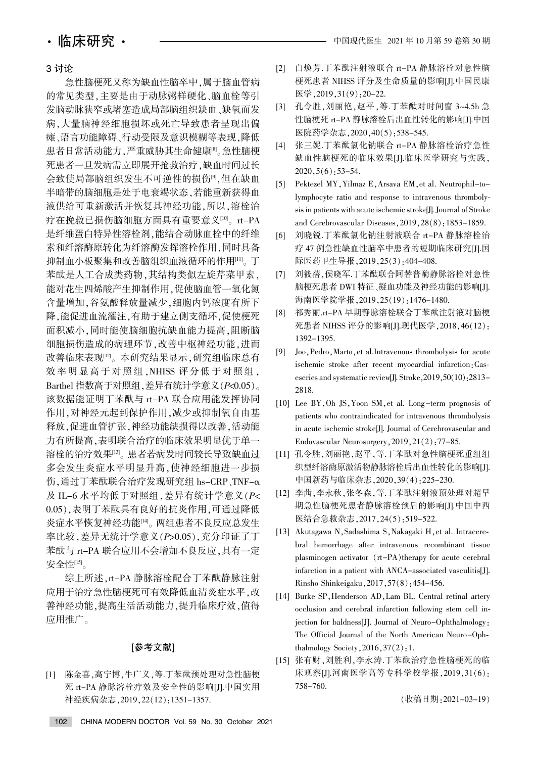## 3 讨论

急性脑梗死又称为缺血性脑卒中，属于脑血管病的常见类型，主要是由于动脉粥样硬化、脑血栓等引发脑动脉狭窄或堵塞造成局部脑组织缺血、缺氧而发病，大量脑神经细胞损坏或死亡导致患者呈现出偏瘫、语言功能障碍、行动受限及意识模糊等表现，降低患者日常活动能力，严重威胁其生命健康[8]。急性脑梗死患者一旦发病需立即展开抢救治疗，缺血时间过长会致使局部脑组织发生不可逆性的损伤[9]，但在缺血半暗带的脑细胞是处于电衰竭状态，若能重新获得血液供给可重新激活并恢复其神经功能，所以，溶栓治疗在挽救已损伤脑细胞方面具有重要意义[10]。rt-PA 是纤维蛋白特异性溶栓剂，能结合动脉血栓中的纤维素和纤溶酶原转化为纤溶酶发挥溶栓作用，同时具备抑制血小板聚集和改善脑组织血液循环的作用[11]。丁苯酞是人工合成类药物，其结构类似左旋芹菜甲素，能对花生四烯酸产生抑制作用，促使脑血管一氧化氮含量增加，谷氨酸释放量减少，细胞内钙浓度有所下降，能促进血流灌注，有助于建立侧支循环，促使梗死面积减小，同时能使脑细胞抗缺血能力提高，阻断脑细胞损伤造成的病理环节，改善中枢神经功能，进而改善临床表现[12]。本研究结果显示，研究组临床总有效率明显高于对照组，NHISS 评分低于对照组，Barthel 指数高于对照组，差异有统计学意义($P$<0.05)。该数据能证明丁苯酞与 rt-PA 联合应用能发挥协同作用，对神经元起到保护作用，减少或抑制氧自由基释放，促进血管扩张，神经功能缺损得以改善，活动能力有所提高，表明联合治疗的临床效果明显优于单一溶栓的治疗效果[13]。患者若病发时间较长导致缺血过多会发生炎症水平明显升高，使神经细胞进一步损伤，通过丁苯酞联合治疗发现研究组 hs-CRP、TNF-$\alpha$ 及 IL-6 水平均低于对照组，差异有统计学意义($P$<0.05)，表明丁苯酞具有良好的抗炎作用，可通过降低炎症水平恢复神经功能[14]。两组患者不良反应总发生率比较，差异无统计学意义($P$>0.05)，充分印证了丁苯酞与 rt-PA 联合应用不会增加不良反应，具有一定安全性[15]。

综上所述，rt-PA 静脉溶栓配合丁苯酞静脉注射应用于治疗急性脑梗死可有效降低血清炎症水平，改善神经功能，提高生活活动能力，提升临床疗效，值得应用推广。

## [参考文献]

[1] 陈金喜，高宁博，牛广义，等.丁苯酞预处理对急性脑梗死 rt-PA 静脉溶栓疗效及安全性的影响[J].中国实用神经疾病杂志，2019，22(12)：1351-1357.

[2] 白焕芳.丁苯酞注射液联合 rt-PA 静脉溶栓对急性脑梗死患者 NIHSS 评分及生命质量的影响[J].中国民康医学，2019，31(9)：20-22.

[3] 孔令胜，刘丽艳，赵平，等.丁苯酞对时间窗 3~4.5h 急性脑梗死 rt-PA 静脉溶栓后出血性转化的影响[J].中国医院药学杂志，2020，40(5)：538-545.

[4] 张三妮.丁苯酞氯化钠联合 rt-PA 静脉溶栓治疗急性缺血性脑梗死的临床效果[J].临床医学研究与实践，2020，5(6)：53-54.

[5] Pektezel MY，Yilmaz E，Arsava EM，et al. Neutrophil-to-lymphocyte ratio and response to intravenous thrombolysis in patients with acute ischemic stroke[J]. Journal of Stroke and Cerebrovascular Diseases，2019，28(8)：1853-1859.

[6] 刘晓锐.丁苯酞氯化钠注射液联合 rt-PA 静脉溶栓治疗 47 例急性缺血性脑卒中患者的短期临床研究[J].国际医药卫生导报，2019，25(3)：404-408.

[7] 刘筱蓓，侯晓军.丁苯酞联合阿替普酶静脉溶栓对急性脑梗死患者 DWI 特征、凝血功能及神经功能的影响[J].海南医学院学报，2019，25(19)：1476-1480.

[8] 祁秀丽.rt-PA 早期静脉溶栓联合丁苯酞注射液对脑梗死患者 NIHSS 评分的影响[J].现代医学，2018，46(12)：1392-1395.

[9] Joo，Pedro，Marto，et al.Intravenous thrombolysis for acute ischemic stroke after recent myocardial infarction：Case-series and systematic review[J]. Stroke，2019，50(10)：2813-2818.

[10] Lee BY，Oh JS，Yoon SM，et al. Long-term prognosis of patients who contraindicated for intravenous thrombolysis in acute ischemic stroke[J]. Journal of Cerebrovascular and Endovascular Neurosurgery，2019，21(2)：77-85.

[11] 孔令胜，刘丽艳，赵平，等.丁苯酞对急性脑梗死重组组织型纤溶酶原激活物静脉溶栓后出血性转化的影响[J].中国新药与临床杂志，2020，39(4)：225-230.

[12] 李茜，李永秋，张冬森，等.丁苯酞注射液预处理对超早期急性脑梗死患者静脉溶栓预后的影响[J].中国中西医结合急救杂志，2017，24(5)：519-522.

[13] Akutagawa N，Sadashima S，Nakagaki H，et al. Intracerebral hemorrhage after intravenous recombinant tissue plasminogen activator (rt-PA)therapy for acute cerebral infarction in a patient with ANCA-associated vasculitis[J]. Rinsho Shinkeigaku，2017，57(8)：454-456.

[14] Burke SP，Henderson AD，Lam BL. Central retinal artery occlusion and cerebral infarction following stem cell injection for baldness[J]. Journal of Neuro-Ophthalmology：The Official Journal of the North American Neuro-Ophthalmology Society，2016，37(2)：1.

[15] 张有财，刘胜利，李永涛.丁苯酞治疗急性脑梗死的临床观察[J].河南医学高等专科学校学报，2019，31(6)：758-760.

(收稿日期：2021-03-19)